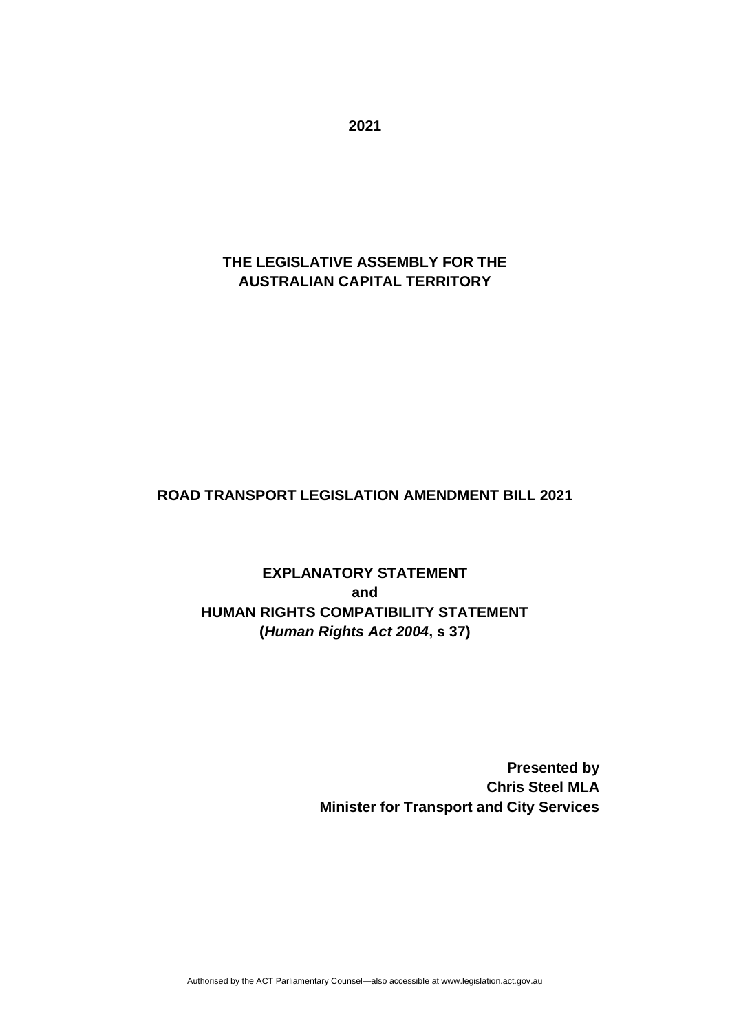**2021**

**THE LEGISLATIVE ASSEMBLY FOR THE AUSTRALIAN CAPITAL TERRITORY**

# ROAD TRANSPORT LEGISLATION AMENDMENT BILL 2021

## EXPLANATORY STATEMENT
## and
## HUMAN RIGHTS COMPATIBILITY STATEMENT
## (*Human Rights Act 2004*, s 37)

**Presented by**
**Chris Steel MLA**
**Minister for Transport and City Services**

Authorised by the ACT Parliamentary Counsel—also accessible at www.legislation.act.gov.au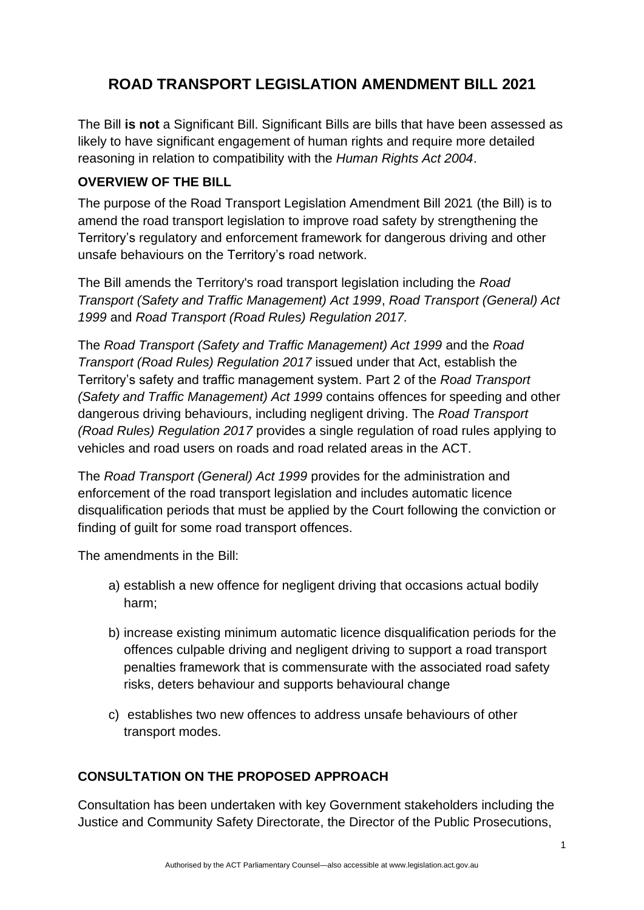# ROAD TRANSPORT LEGISLATION AMENDMENT BILL 2021

The Bill **is not** a Significant Bill. Significant Bills are bills that have been assessed as likely to have significant engagement of human rights and require more detailed reasoning in relation to compatibility with the *Human Rights Act 2004*.

## OVERVIEW OF THE BILL

The purpose of the Road Transport Legislation Amendment Bill 2021 (the Bill) is to amend the road transport legislation to improve road safety by strengthening the Territory's regulatory and enforcement framework for dangerous driving and other unsafe behaviours on the Territory's road network.

The Bill amends the Territory's road transport legislation including the *Road Transport (Safety and Traffic Management) Act 1999*, *Road Transport (General) Act 1999* and *Road Transport (Road Rules) Regulation 2017.*

The *Road Transport (Safety and Traffic Management) Act 1999* and the *Road Transport (Road Rules) Regulation 2017* issued under that Act, establish the Territory's safety and traffic management system. Part 2 of the *Road Transport (Safety and Traffic Management) Act 1999* contains offences for speeding and other dangerous driving behaviours, including negligent driving. The *Road Transport (Road Rules) Regulation 2017* provides a single regulation of road rules applying to vehicles and road users on roads and road related areas in the ACT.

The *Road Transport (General) Act 1999* provides for the administration and enforcement of the road transport legislation and includes automatic licence disqualification periods that must be applied by the Court following the conviction or finding of guilt for some road transport offences.

The amendments in the Bill:

a) establish a new offence for negligent driving that occasions actual bodily harm;

b) increase existing minimum automatic licence disqualification periods for the offences culpable driving and negligent driving to support a road transport penalties framework that is commensurate with the associated road safety risks, deters behaviour and supports behavioural change

c) establishes two new offences to address unsafe behaviours of other transport modes.

## CONSULTATION ON THE PROPOSED APPROACH

Consultation has been undertaken with key Government stakeholders including the Justice and Community Safety Directorate, the Director of the Public Prosecutions,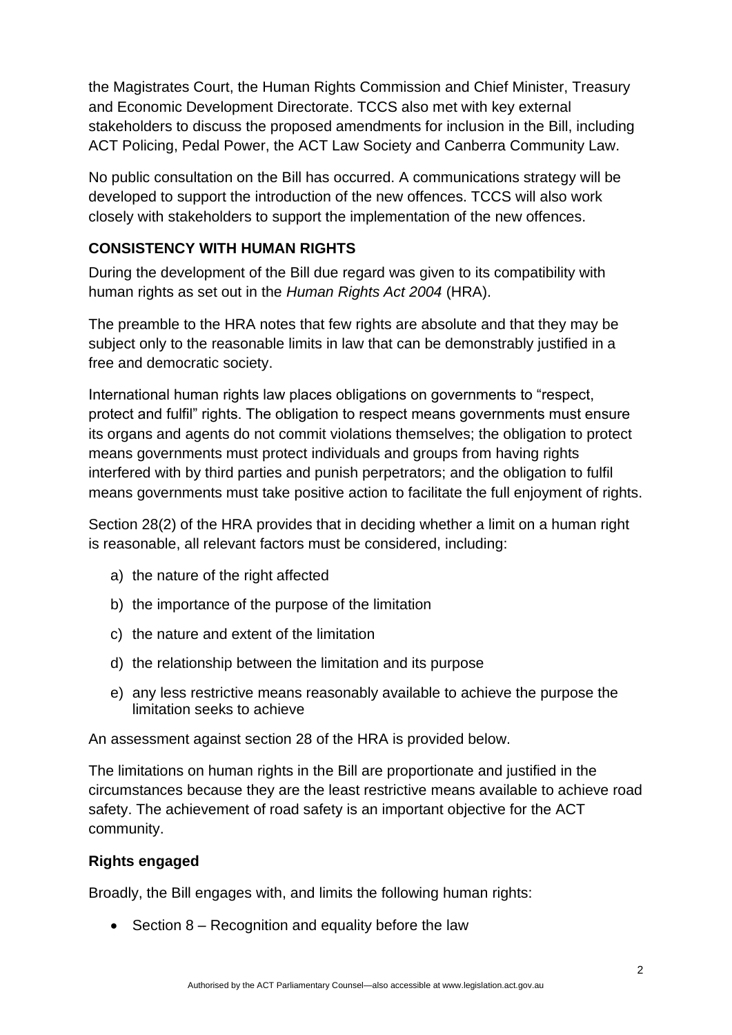the Magistrates Court, the Human Rights Commission and Chief Minister, Treasury and Economic Development Directorate. TCCS also met with key external stakeholders to discuss the proposed amendments for inclusion in the Bill, including ACT Policing, Pedal Power, the ACT Law Society and Canberra Community Law.

No public consultation on the Bill has occurred. A communications strategy will be developed to support the introduction of the new offences. TCCS will also work closely with stakeholders to support the implementation of the new offences.

## CONSISTENCY WITH HUMAN RIGHTS

During the development of the Bill due regard was given to its compatibility with human rights as set out in the *Human Rights Act 2004* (HRA).

The preamble to the HRA notes that few rights are absolute and that they may be subject only to the reasonable limits in law that can be demonstrably justified in a free and democratic society.

International human rights law places obligations on governments to "respect, protect and fulfil" rights. The obligation to respect means governments must ensure its organs and agents do not commit violations themselves; the obligation to protect means governments must protect individuals and groups from having rights interfered with by third parties and punish perpetrators; and the obligation to fulfil means governments must take positive action to facilitate the full enjoyment of rights.

Section 28(2) of the HRA provides that in deciding whether a limit on a human right is reasonable, all relevant factors must be considered, including:

a) the nature of the right affected
b) the importance of the purpose of the limitation
c) the nature and extent of the limitation
d) the relationship between the limitation and its purpose
e) any less restrictive means reasonably available to achieve the purpose the limitation seeks to achieve

An assessment against section 28 of the HRA is provided below.

The limitations on human rights in the Bill are proportionate and justified in the circumstances because they are the least restrictive means available to achieve road safety. The achievement of road safety is an important objective for the ACT community.

### Rights engaged

Broadly, the Bill engages with, and limits the following human rights:

- Section 8 – Recognition and equality before the law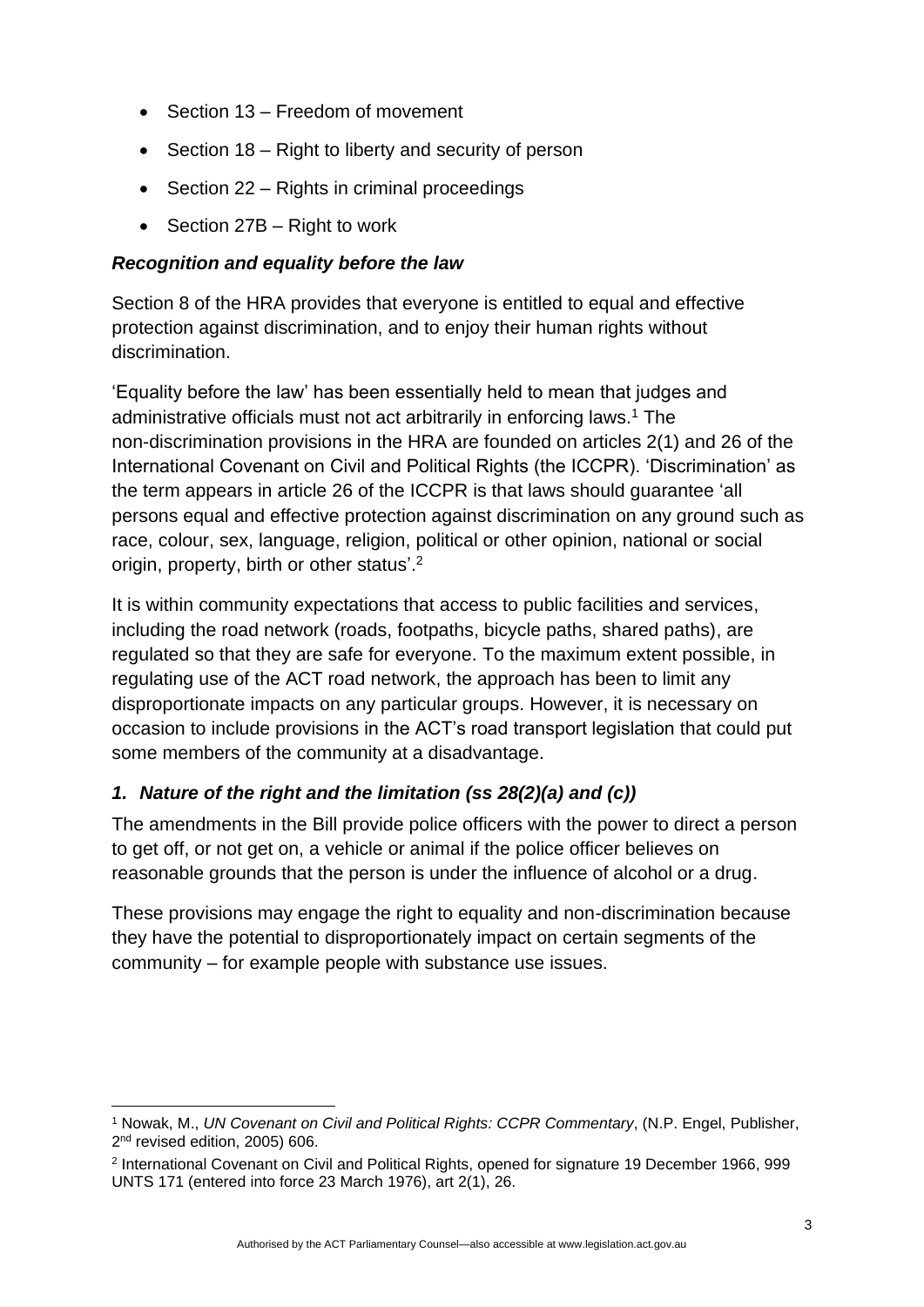- Section 13 – Freedom of movement
- Section 18 – Right to liberty and security of person
- Section 22 – Rights in criminal proceedings
- Section 27B – Right to work

### *Recognition and equality before the law*

Section 8 of the HRA provides that everyone is entitled to equal and effective protection against discrimination, and to enjoy their human rights without discrimination.

'Equality before the law' has been essentially held to mean that judges and administrative officials must not act arbitrarily in enforcing laws.[1] The non-discrimination provisions in the HRA are founded on articles 2(1) and 26 of the International Covenant on Civil and Political Rights (the ICCPR). 'Discrimination' as the term appears in article 26 of the ICCPR is that laws should guarantee 'all persons equal and effective protection against discrimination on any ground such as race, colour, sex, language, religion, political or other opinion, national or social origin, property, birth or other status'.[2]

It is within community expectations that access to public facilities and services, including the road network (roads, footpaths, bicycle paths, shared paths), are regulated so that they are safe for everyone. To the maximum extent possible, in regulating use of the ACT road network, the approach has been to limit any disproportionate impacts on any particular groups. However, it is necessary on occasion to include provisions in the ACT's road transport legislation that could put some members of the community at a disadvantage.

### *1. Nature of the right and the limitation (ss 28(2)(a) and (c))*

The amendments in the Bill provide police officers with the power to direct a person to get off, or not get on, a vehicle or animal if the police officer believes on reasonable grounds that the person is under the influence of alcohol or a drug.

These provisions may engage the right to equality and non-discrimination because they have the potential to disproportionately impact on certain segments of the community – for example people with substance use issues.

---

[1] Nowak, M., *UN Covenant on Civil and Political Rights: CCPR Commentary*, (N.P. Engel, Publisher, 2nd revised edition, 2005) 606.

[2] International Covenant on Civil and Political Rights, opened for signature 19 December 1966, 999 UNTS 171 (entered into force 23 March 1976), art 2(1), 26.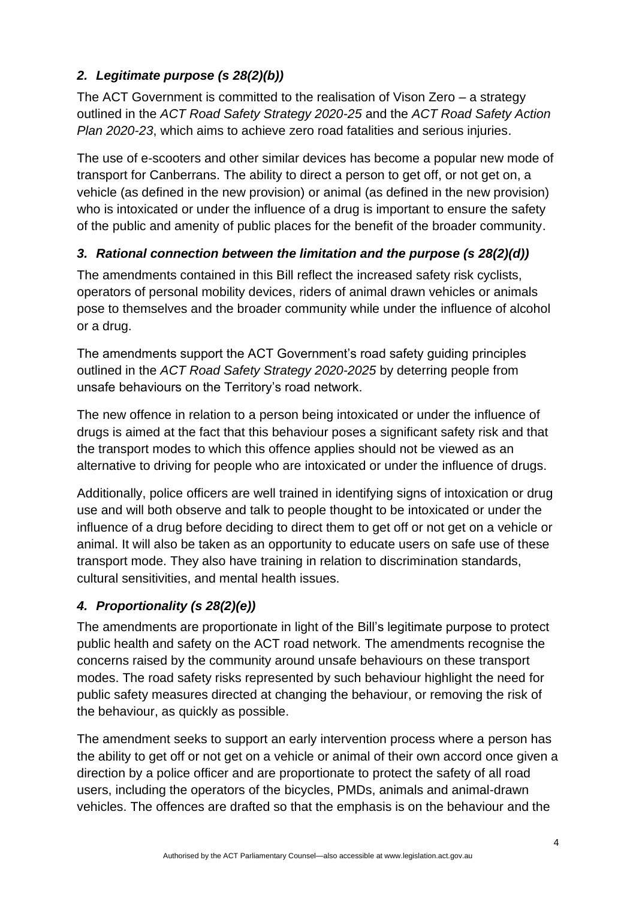### *2. Legitimate purpose (s 28(2)(b))*

The ACT Government is committed to the realisation of Vison Zero – a strategy outlined in the *ACT Road Safety Strategy 2020-25* and the *ACT Road Safety Action Plan 2020-23*, which aims to achieve zero road fatalities and serious injuries.

The use of e-scooters and other similar devices has become a popular new mode of transport for Canberrans. The ability to direct a person to get off, or not get on, a vehicle (as defined in the new provision) or animal (as defined in the new provision) who is intoxicated or under the influence of a drug is important to ensure the safety of the public and amenity of public places for the benefit of the broader community.

### *3. Rational connection between the limitation and the purpose (s 28(2)(d))*

The amendments contained in this Bill reflect the increased safety risk cyclists, operators of personal mobility devices, riders of animal drawn vehicles or animals pose to themselves and the broader community while under the influence of alcohol or a drug.

The amendments support the ACT Government's road safety guiding principles outlined in the *ACT Road Safety Strategy 2020-2025* by deterring people from unsafe behaviours on the Territory's road network.

The new offence in relation to a person being intoxicated or under the influence of drugs is aimed at the fact that this behaviour poses a significant safety risk and that the transport modes to which this offence applies should not be viewed as an alternative to driving for people who are intoxicated or under the influence of drugs.

Additionally, police officers are well trained in identifying signs of intoxication or drug use and will both observe and talk to people thought to be intoxicated or under the influence of a drug before deciding to direct them to get off or not get on a vehicle or animal. It will also be taken as an opportunity to educate users on safe use of these transport mode. They also have training in relation to discrimination standards, cultural sensitivities, and mental health issues.

### *4. Proportionality (s 28(2)(e))*

The amendments are proportionate in light of the Bill's legitimate purpose to protect public health and safety on the ACT road network. The amendments recognise the concerns raised by the community around unsafe behaviours on these transport modes. The road safety risks represented by such behaviour highlight the need for public safety measures directed at changing the behaviour, or removing the risk of the behaviour, as quickly as possible.

The amendment seeks to support an early intervention process where a person has the ability to get off or not get on a vehicle or animal of their own accord once given a direction by a police officer and are proportionate to protect the safety of all road users, including the operators of the bicycles, PMDs, animals and animal-drawn vehicles. The offences are drafted so that the emphasis is on the behaviour and the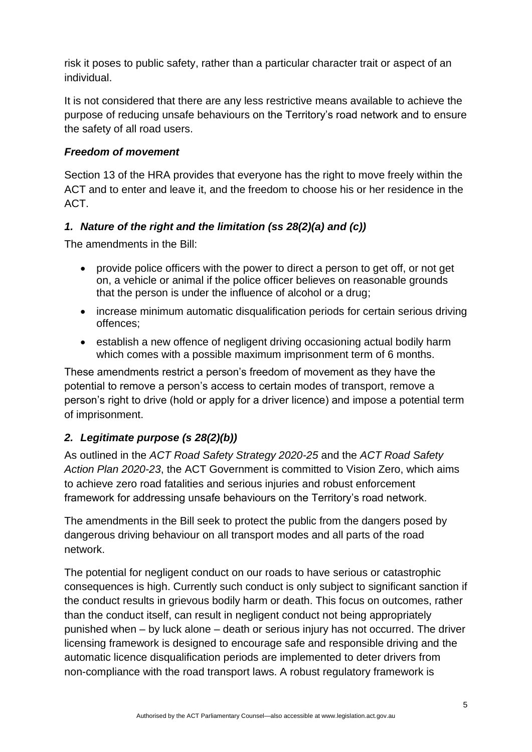risk it poses to public safety, rather than a particular character trait or aspect of an individual.

It is not considered that there are any less restrictive means available to achieve the purpose of reducing unsafe behaviours on the Territory's road network and to ensure the safety of all road users.

### *Freedom of movement*

Section 13 of the HRA provides that everyone has the right to move freely within the ACT and to enter and leave it, and the freedom to choose his or her residence in the ACT.

### *1. Nature of the right and the limitation (ss 28(2)(a) and (c))*

The amendments in the Bill:

- provide police officers with the power to direct a person to get off, or not get on, a vehicle or animal if the police officer believes on reasonable grounds that the person is under the influence of alcohol or a drug;
- increase minimum automatic disqualification periods for certain serious driving offences;
- establish a new offence of negligent driving occasioning actual bodily harm which comes with a possible maximum imprisonment term of 6 months.

These amendments restrict a person's freedom of movement as they have the potential to remove a person's access to certain modes of transport, remove a person's right to drive (hold or apply for a driver licence) and impose a potential term of imprisonment.

### *2. Legitimate purpose (s 28(2)(b))*

As outlined in the *ACT Road Safety Strategy 2020-25* and the *ACT Road Safety Action Plan 2020-23*, the ACT Government is committed to Vision Zero, which aims to achieve zero road fatalities and serious injuries and robust enforcement framework for addressing unsafe behaviours on the Territory's road network.

The amendments in the Bill seek to protect the public from the dangers posed by dangerous driving behaviour on all transport modes and all parts of the road network.

The potential for negligent conduct on our roads to have serious or catastrophic consequences is high. Currently such conduct is only subject to significant sanction if the conduct results in grievous bodily harm or death. This focus on outcomes, rather than the conduct itself, can result in negligent conduct not being appropriately punished when – by luck alone – death or serious injury has not occurred. The driver licensing framework is designed to encourage safe and responsible driving and the automatic licence disqualification periods are implemented to deter drivers from non-compliance with the road transport laws. A robust regulatory framework is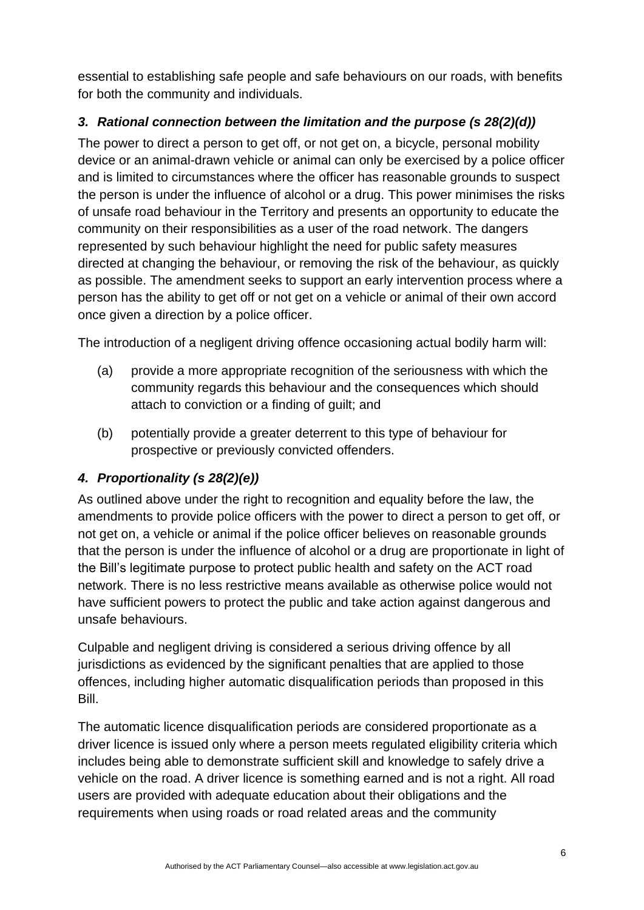essential to establishing safe people and safe behaviours on our roads, with benefits for both the community and individuals.

### *3. Rational connection between the limitation and the purpose (s 28(2)(d))*

The power to direct a person to get off, or not get on, a bicycle, personal mobility device or an animal-drawn vehicle or animal can only be exercised by a police officer and is limited to circumstances where the officer has reasonable grounds to suspect the person is under the influence of alcohol or a drug. This power minimises the risks of unsafe road behaviour in the Territory and presents an opportunity to educate the community on their responsibilities as a user of the road network. The dangers represented by such behaviour highlight the need for public safety measures directed at changing the behaviour, or removing the risk of the behaviour, as quickly as possible. The amendment seeks to support an early intervention process where a person has the ability to get off or not get on a vehicle or animal of their own accord once given a direction by a police officer.

The introduction of a negligent driving offence occasioning actual bodily harm will:

(a) provide a more appropriate recognition of the seriousness with which the community regards this behaviour and the consequences which should attach to conviction or a finding of guilt; and

(b) potentially provide a greater deterrent to this type of behaviour for prospective or previously convicted offenders.

### *4. Proportionality (s 28(2)(e))*

As outlined above under the right to recognition and equality before the law, the amendments to provide police officers with the power to direct a person to get off, or not get on, a vehicle or animal if the police officer believes on reasonable grounds that the person is under the influence of alcohol or a drug are proportionate in light of the Bill's legitimate purpose to protect public health and safety on the ACT road network. There is no less restrictive means available as otherwise police would not have sufficient powers to protect the public and take action against dangerous and unsafe behaviours.

Culpable and negligent driving is considered a serious driving offence by all jurisdictions as evidenced by the significant penalties that are applied to those offences, including higher automatic disqualification periods than proposed in this Bill.

The automatic licence disqualification periods are considered proportionate as a driver licence is issued only where a person meets regulated eligibility criteria which includes being able to demonstrate sufficient skill and knowledge to safely drive a vehicle on the road. A driver licence is something earned and is not a right. All road users are provided with adequate education about their obligations and the requirements when using roads or road related areas and the community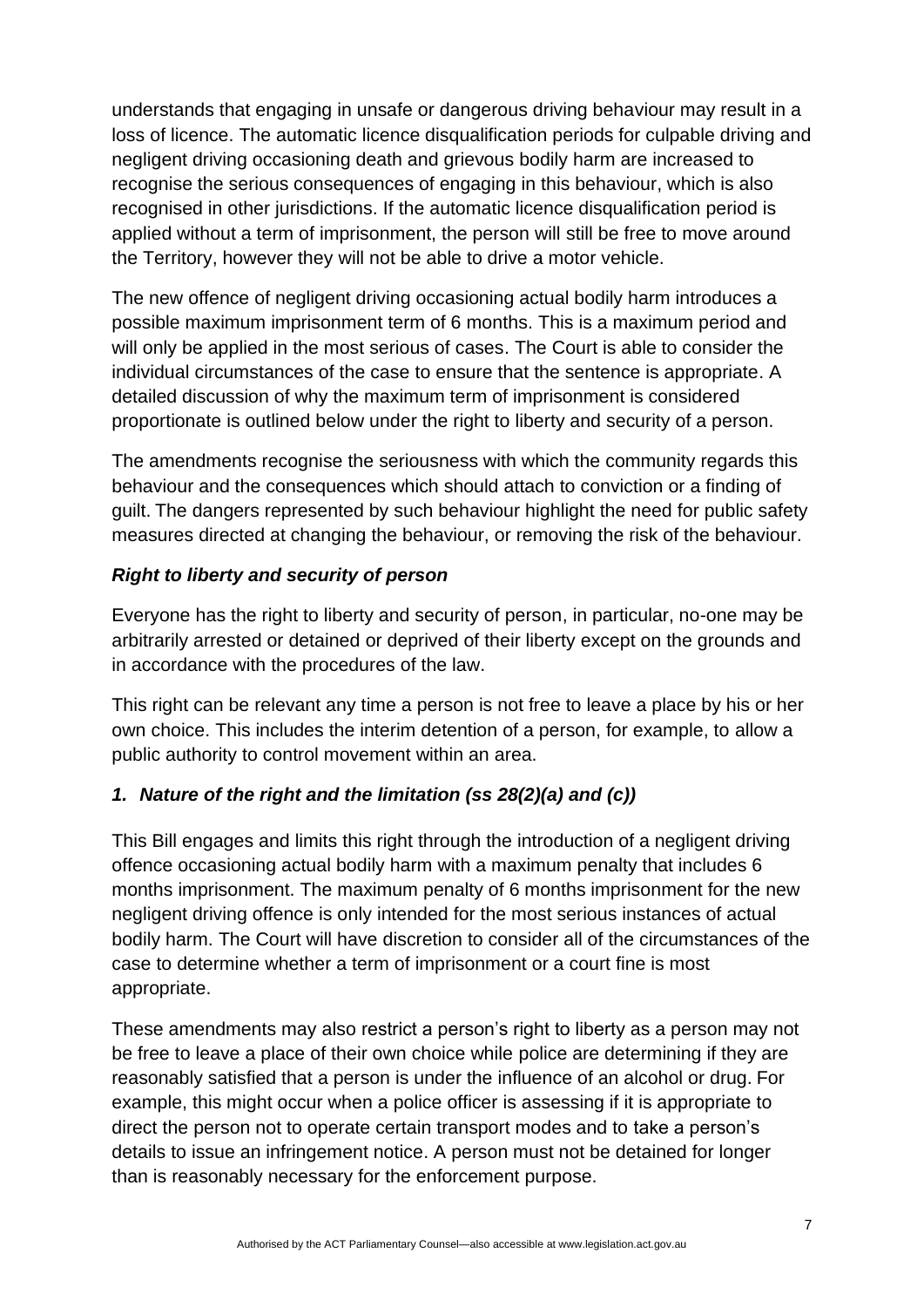understands that engaging in unsafe or dangerous driving behaviour may result in a loss of licence. The automatic licence disqualification periods for culpable driving and negligent driving occasioning death and grievous bodily harm are increased to recognise the serious consequences of engaging in this behaviour, which is also recognised in other jurisdictions. If the automatic licence disqualification period is applied without a term of imprisonment, the person will still be free to move around the Territory, however they will not be able to drive a motor vehicle.

The new offence of negligent driving occasioning actual bodily harm introduces a possible maximum imprisonment term of 6 months. This is a maximum period and will only be applied in the most serious of cases. The Court is able to consider the individual circumstances of the case to ensure that the sentence is appropriate. A detailed discussion of why the maximum term of imprisonment is considered proportionate is outlined below under the right to liberty and security of a person.

The amendments recognise the seriousness with which the community regards this behaviour and the consequences which should attach to conviction or a finding of guilt. The dangers represented by such behaviour highlight the need for public safety measures directed at changing the behaviour, or removing the risk of the behaviour.

### *Right to liberty and security of person*

Everyone has the right to liberty and security of person, in particular, no-one may be arbitrarily arrested or detained or deprived of their liberty except on the grounds and in accordance with the procedures of the law.

This right can be relevant any time a person is not free to leave a place by his or her own choice. This includes the interim detention of a person, for example, to allow a public authority to control movement within an area.

### *1. Nature of the right and the limitation (ss 28(2)(a) and (c))*

This Bill engages and limits this right through the introduction of a negligent driving offence occasioning actual bodily harm with a maximum penalty that includes 6 months imprisonment. The maximum penalty of 6 months imprisonment for the new negligent driving offence is only intended for the most serious instances of actual bodily harm. The Court will have discretion to consider all of the circumstances of the case to determine whether a term of imprisonment or a court fine is most appropriate.

These amendments may also restrict a person's right to liberty as a person may not be free to leave a place of their own choice while police are determining if they are reasonably satisfied that a person is under the influence of an alcohol or drug. For example, this might occur when a police officer is assessing if it is appropriate to direct the person not to operate certain transport modes and to take a person's details to issue an infringement notice. A person must not be detained for longer than is reasonably necessary for the enforcement purpose.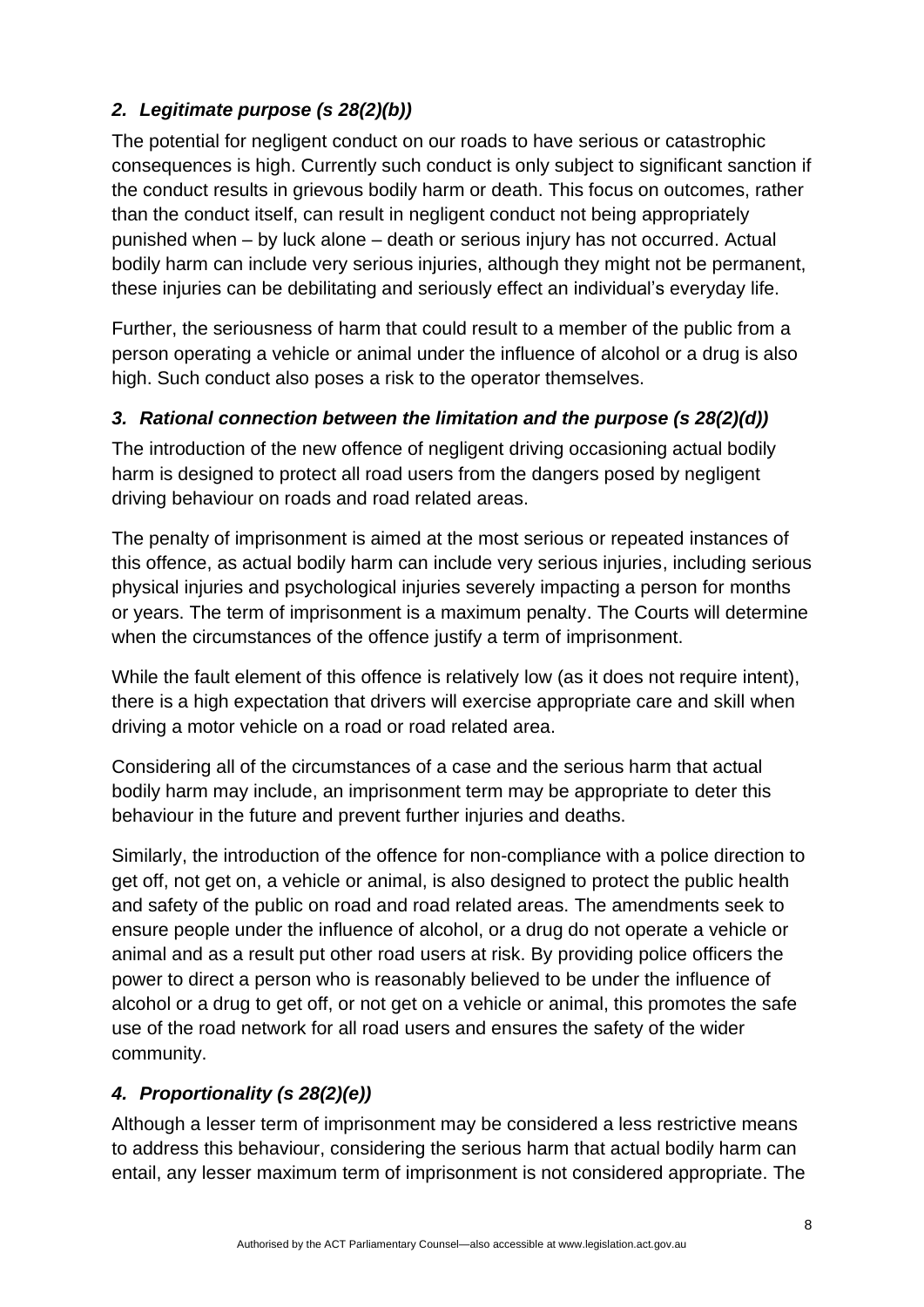### *2. Legitimate purpose (s 28(2)(b))*

The potential for negligent conduct on our roads to have serious or catastrophic consequences is high. Currently such conduct is only subject to significant sanction if the conduct results in grievous bodily harm or death. This focus on outcomes, rather than the conduct itself, can result in negligent conduct not being appropriately punished when – by luck alone – death or serious injury has not occurred. Actual bodily harm can include very serious injuries, although they might not be permanent, these injuries can be debilitating and seriously effect an individual's everyday life.

Further, the seriousness of harm that could result to a member of the public from a person operating a vehicle or animal under the influence of alcohol or a drug is also high. Such conduct also poses a risk to the operator themselves.

### *3. Rational connection between the limitation and the purpose (s 28(2)(d))*

The introduction of the new offence of negligent driving occasioning actual bodily harm is designed to protect all road users from the dangers posed by negligent driving behaviour on roads and road related areas.

The penalty of imprisonment is aimed at the most serious or repeated instances of this offence, as actual bodily harm can include very serious injuries, including serious physical injuries and psychological injuries severely impacting a person for months or years. The term of imprisonment is a maximum penalty. The Courts will determine when the circumstances of the offence justify a term of imprisonment.

While the fault element of this offence is relatively low (as it does not require intent), there is a high expectation that drivers will exercise appropriate care and skill when driving a motor vehicle on a road or road related area.

Considering all of the circumstances of a case and the serious harm that actual bodily harm may include, an imprisonment term may be appropriate to deter this behaviour in the future and prevent further injuries and deaths.

Similarly, the introduction of the offence for non-compliance with a police direction to get off, not get on, a vehicle or animal, is also designed to protect the public health and safety of the public on road and road related areas. The amendments seek to ensure people under the influence of alcohol, or a drug do not operate a vehicle or animal and as a result put other road users at risk. By providing police officers the power to direct a person who is reasonably believed to be under the influence of alcohol or a drug to get off, or not get on a vehicle or animal, this promotes the safe use of the road network for all road users and ensures the safety of the wider community.

### *4. Proportionality (s 28(2)(e))*

Although a lesser term of imprisonment may be considered a less restrictive means to address this behaviour, considering the serious harm that actual bodily harm can entail, any lesser maximum term of imprisonment is not considered appropriate. The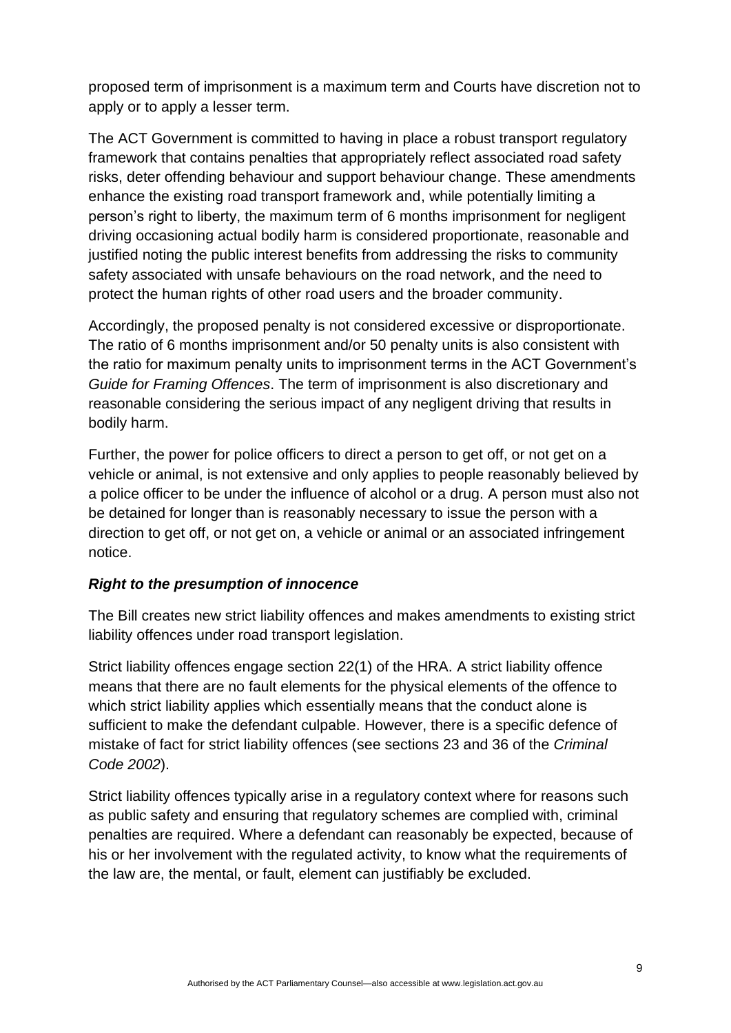proposed term of imprisonment is a maximum term and Courts have discretion not to apply or to apply a lesser term.

The ACT Government is committed to having in place a robust transport regulatory framework that contains penalties that appropriately reflect associated road safety risks, deter offending behaviour and support behaviour change. These amendments enhance the existing road transport framework and, while potentially limiting a person's right to liberty, the maximum term of 6 months imprisonment for negligent driving occasioning actual bodily harm is considered proportionate, reasonable and justified noting the public interest benefits from addressing the risks to community safety associated with unsafe behaviours on the road network, and the need to protect the human rights of other road users and the broader community.

Accordingly, the proposed penalty is not considered excessive or disproportionate. The ratio of 6 months imprisonment and/or 50 penalty units is also consistent with the ratio for maximum penalty units to imprisonment terms in the ACT Government's *Guide for Framing Offences*. The term of imprisonment is also discretionary and reasonable considering the serious impact of any negligent driving that results in bodily harm.

Further, the power for police officers to direct a person to get off, or not get on a vehicle or animal, is not extensive and only applies to people reasonably believed by a police officer to be under the influence of alcohol or a drug. A person must also not be detained for longer than is reasonably necessary to issue the person with a direction to get off, or not get on, a vehicle or animal or an associated infringement notice.

***Right to the presumption of innocence***

The Bill creates new strict liability offences and makes amendments to existing strict liability offences under road transport legislation.

Strict liability offences engage section 22(1) of the HRA. A strict liability offence means that there are no fault elements for the physical elements of the offence to which strict liability applies which essentially means that the conduct alone is sufficient to make the defendant culpable. However, there is a specific defence of mistake of fact for strict liability offences (see sections 23 and 36 of the *Criminal Code 2002*).

Strict liability offences typically arise in a regulatory context where for reasons such as public safety and ensuring that regulatory schemes are complied with, criminal penalties are required. Where a defendant can reasonably be expected, because of his or her involvement with the regulated activity, to know what the requirements of the law are, the mental, or fault, element can justifiably be excluded.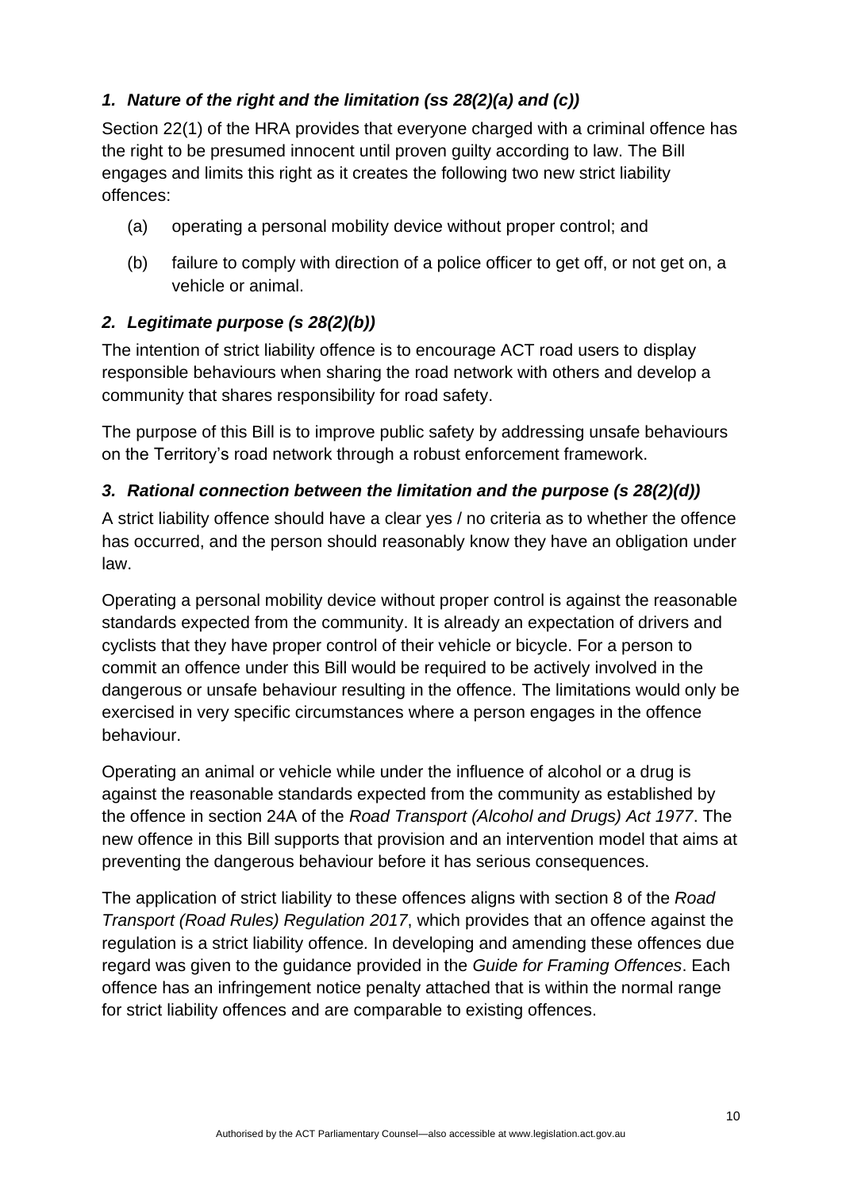### *1. Nature of the right and the limitation (ss 28(2)(a) and (c))*

Section 22(1) of the HRA provides that everyone charged with a criminal offence has the right to be presumed innocent until proven guilty according to law. The Bill engages and limits this right as it creates the following two new strict liability offences:

(a) operating a personal mobility device without proper control; and

(b) failure to comply with direction of a police officer to get off, or not get on, a vehicle or animal.

### *2. Legitimate purpose (s 28(2)(b))*

The intention of strict liability offence is to encourage ACT road users to display responsible behaviours when sharing the road network with others and develop a community that shares responsibility for road safety.

The purpose of this Bill is to improve public safety by addressing unsafe behaviours on the Territory's road network through a robust enforcement framework.

### *3. Rational connection between the limitation and the purpose (s 28(2)(d))*

A strict liability offence should have a clear yes / no criteria as to whether the offence has occurred, and the person should reasonably know they have an obligation under law.

Operating a personal mobility device without proper control is against the reasonable standards expected from the community. It is already an expectation of drivers and cyclists that they have proper control of their vehicle or bicycle. For a person to commit an offence under this Bill would be required to be actively involved in the dangerous or unsafe behaviour resulting in the offence. The limitations would only be exercised in very specific circumstances where a person engages in the offence behaviour.

Operating an animal or vehicle while under the influence of alcohol or a drug is against the reasonable standards expected from the community as established by the offence in section 24A of the *Road Transport (Alcohol and Drugs) Act 1977*. The new offence in this Bill supports that provision and an intervention model that aims at preventing the dangerous behaviour before it has serious consequences.

The application of strict liability to these offences aligns with section 8 of the *Road Transport (Road Rules) Regulation 2017*, which provides that an offence against the regulation is a strict liability offence. In developing and amending these offences due regard was given to the guidance provided in the *Guide for Framing Offences*. Each offence has an infringement notice penalty attached that is within the normal range for strict liability offences and are comparable to existing offences.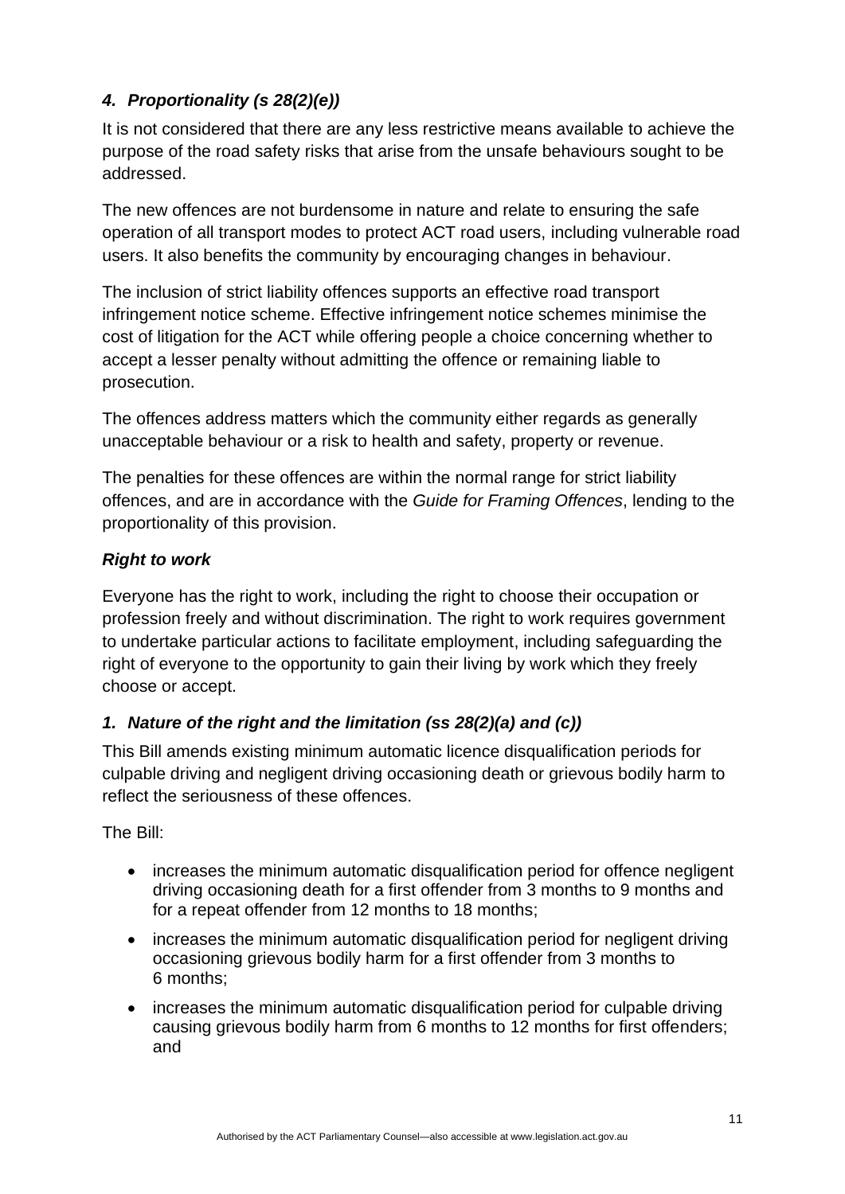### *4. Proportionality (s 28(2)(e))*

It is not considered that there are any less restrictive means available to achieve the purpose of the road safety risks that arise from the unsafe behaviours sought to be addressed.

The new offences are not burdensome in nature and relate to ensuring the safe operation of all transport modes to protect ACT road users, including vulnerable road users. It also benefits the community by encouraging changes in behaviour.

The inclusion of strict liability offences supports an effective road transport infringement notice scheme. Effective infringement notice schemes minimise the cost of litigation for the ACT while offering people a choice concerning whether to accept a lesser penalty without admitting the offence or remaining liable to prosecution.

The offences address matters which the community either regards as generally unacceptable behaviour or a risk to health and safety, property or revenue.

The penalties for these offences are within the normal range for strict liability offences, and are in accordance with the *Guide for Framing Offences*, lending to the proportionality of this provision.

### *Right to work*

Everyone has the right to work, including the right to choose their occupation or profession freely and without discrimination. The right to work requires government to undertake particular actions to facilitate employment, including safeguarding the right of everyone to the opportunity to gain their living by work which they freely choose or accept.

### *1. Nature of the right and the limitation (ss 28(2)(a) and (c))*

This Bill amends existing minimum automatic licence disqualification periods for culpable driving and negligent driving occasioning death or grievous bodily harm to reflect the seriousness of these offences.

The Bill:

- increases the minimum automatic disqualification period for offence negligent driving occasioning death for a first offender from 3 months to 9 months and for a repeat offender from 12 months to 18 months;
- increases the minimum automatic disqualification period for negligent driving occasioning grievous bodily harm for a first offender from 3 months to 6 months;
- increases the minimum automatic disqualification period for culpable driving causing grievous bodily harm from 6 months to 12 months for first offenders; and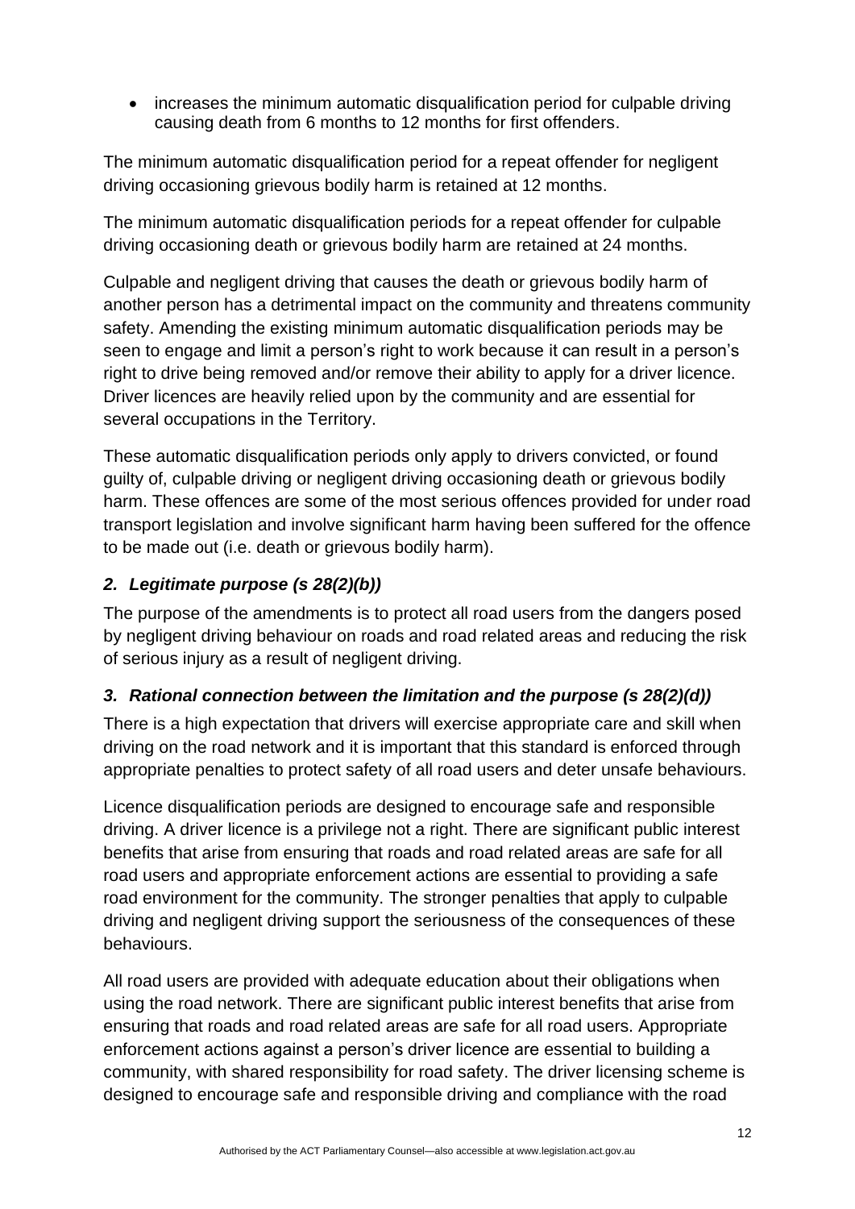- increases the minimum automatic disqualification period for culpable driving causing death from 6 months to 12 months for first offenders.

The minimum automatic disqualification period for a repeat offender for negligent driving occasioning grievous bodily harm is retained at 12 months.

The minimum automatic disqualification periods for a repeat offender for culpable driving occasioning death or grievous bodily harm are retained at 24 months.

Culpable and negligent driving that causes the death or grievous bodily harm of another person has a detrimental impact on the community and threatens community safety. Amending the existing minimum automatic disqualification periods may be seen to engage and limit a person's right to work because it can result in a person's right to drive being removed and/or remove their ability to apply for a driver licence. Driver licences are heavily relied upon by the community and are essential for several occupations in the Territory.

These automatic disqualification periods only apply to drivers convicted, or found guilty of, culpable driving or negligent driving occasioning death or grievous bodily harm. These offences are some of the most serious offences provided for under road transport legislation and involve significant harm having been suffered for the offence to be made out (i.e. death or grievous bodily harm).

### *2. Legitimate purpose (s 28(2)(b))*

The purpose of the amendments is to protect all road users from the dangers posed by negligent driving behaviour on roads and road related areas and reducing the risk of serious injury as a result of negligent driving.

### *3. Rational connection between the limitation and the purpose (s 28(2)(d))*

There is a high expectation that drivers will exercise appropriate care and skill when driving on the road network and it is important that this standard is enforced through appropriate penalties to protect safety of all road users and deter unsafe behaviours.

Licence disqualification periods are designed to encourage safe and responsible driving. A driver licence is a privilege not a right. There are significant public interest benefits that arise from ensuring that roads and road related areas are safe for all road users and appropriate enforcement actions are essential to providing a safe road environment for the community. The stronger penalties that apply to culpable driving and negligent driving support the seriousness of the consequences of these behaviours.

All road users are provided with adequate education about their obligations when using the road network. There are significant public interest benefits that arise from ensuring that roads and road related areas are safe for all road users. Appropriate enforcement actions against a person's driver licence are essential to building a community, with shared responsibility for road safety. The driver licensing scheme is designed to encourage safe and responsible driving and compliance with the road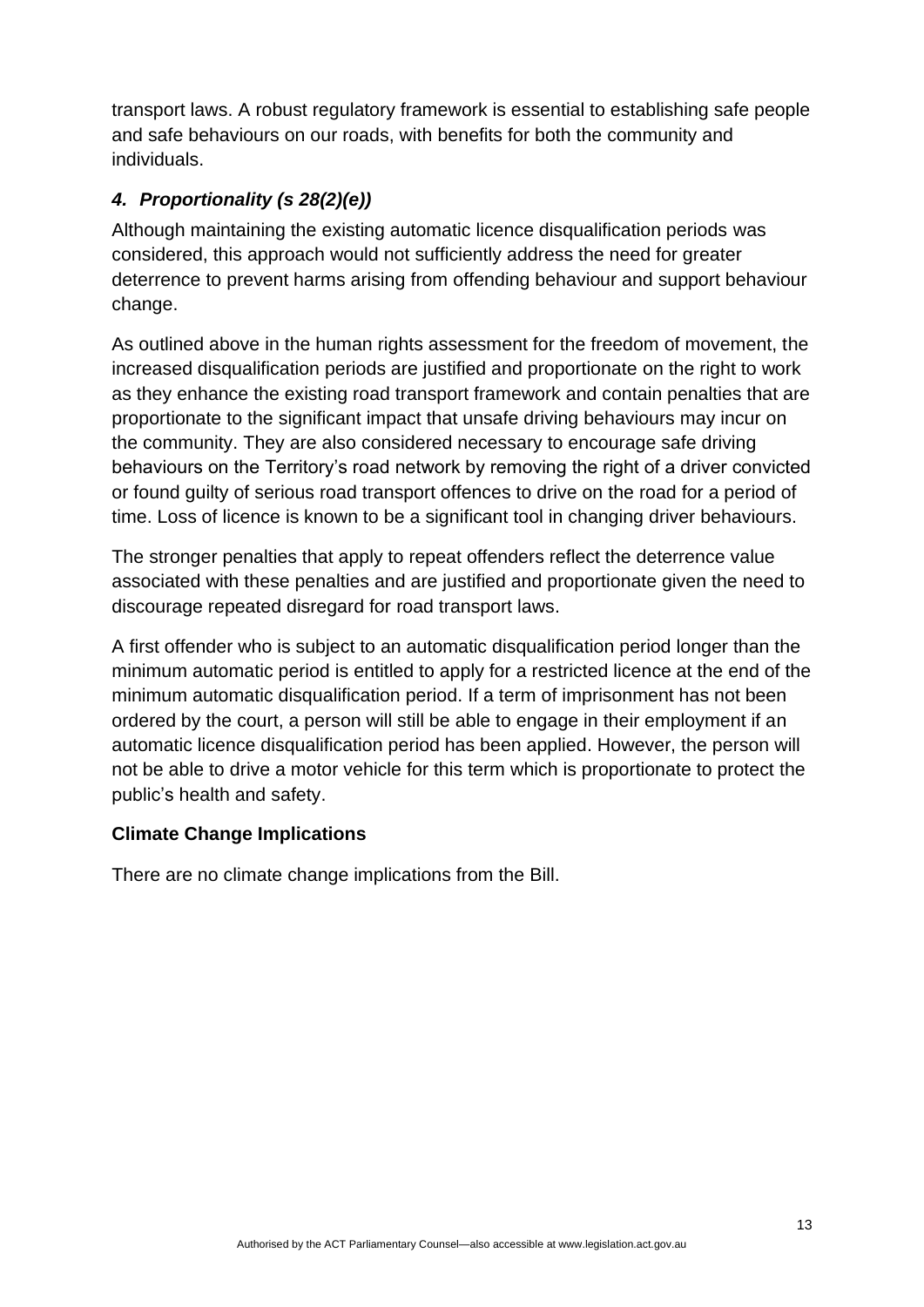transport laws. A robust regulatory framework is essential to establishing safe people and safe behaviours on our roads, with benefits for both the community and individuals.

### *4. Proportionality (s 28(2)(e))*

Although maintaining the existing automatic licence disqualification periods was considered, this approach would not sufficiently address the need for greater deterrence to prevent harms arising from offending behaviour and support behaviour change.

As outlined above in the human rights assessment for the freedom of movement, the increased disqualification periods are justified and proportionate on the right to work as they enhance the existing road transport framework and contain penalties that are proportionate to the significant impact that unsafe driving behaviours may incur on the community. They are also considered necessary to encourage safe driving behaviours on the Territory's road network by removing the right of a driver convicted or found guilty of serious road transport offences to drive on the road for a period of time. Loss of licence is known to be a significant tool in changing driver behaviours.

The stronger penalties that apply to repeat offenders reflect the deterrence value associated with these penalties and are justified and proportionate given the need to discourage repeated disregard for road transport laws.

A first offender who is subject to an automatic disqualification period longer than the minimum automatic period is entitled to apply for a restricted licence at the end of the minimum automatic disqualification period. If a term of imprisonment has not been ordered by the court, a person will still be able to engage in their employment if an automatic licence disqualification period has been applied. However, the person will not be able to drive a motor vehicle for this term which is proportionate to protect the public's health and safety.

## **Climate Change Implications**

There are no climate change implications from the Bill.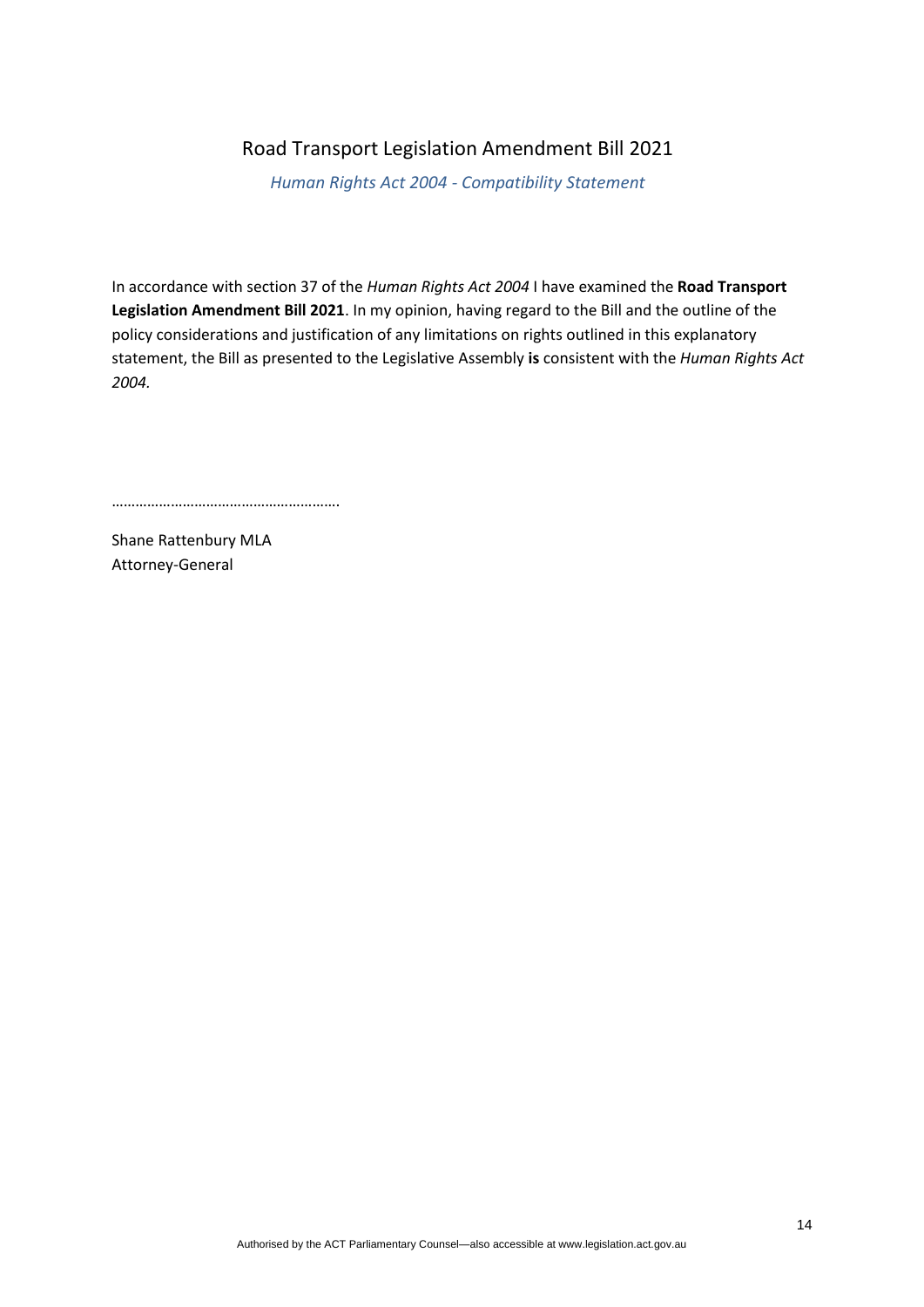# Road Transport Legislation Amendment Bill 2021

*Human Rights Act 2004 - Compatibility Statement*

In accordance with section 37 of the *Human Rights Act 2004* I have examined the **Road Transport Legislation Amendment Bill 2021**. In my opinion, having regard to the Bill and the outline of the policy considerations and justification of any limitations on rights outlined in this explanatory statement, the Bill as presented to the Legislative Assembly **is** consistent with the *Human Rights Act 2004.*

…………………………………………………

Shane Rattenbury MLA
Attorney-General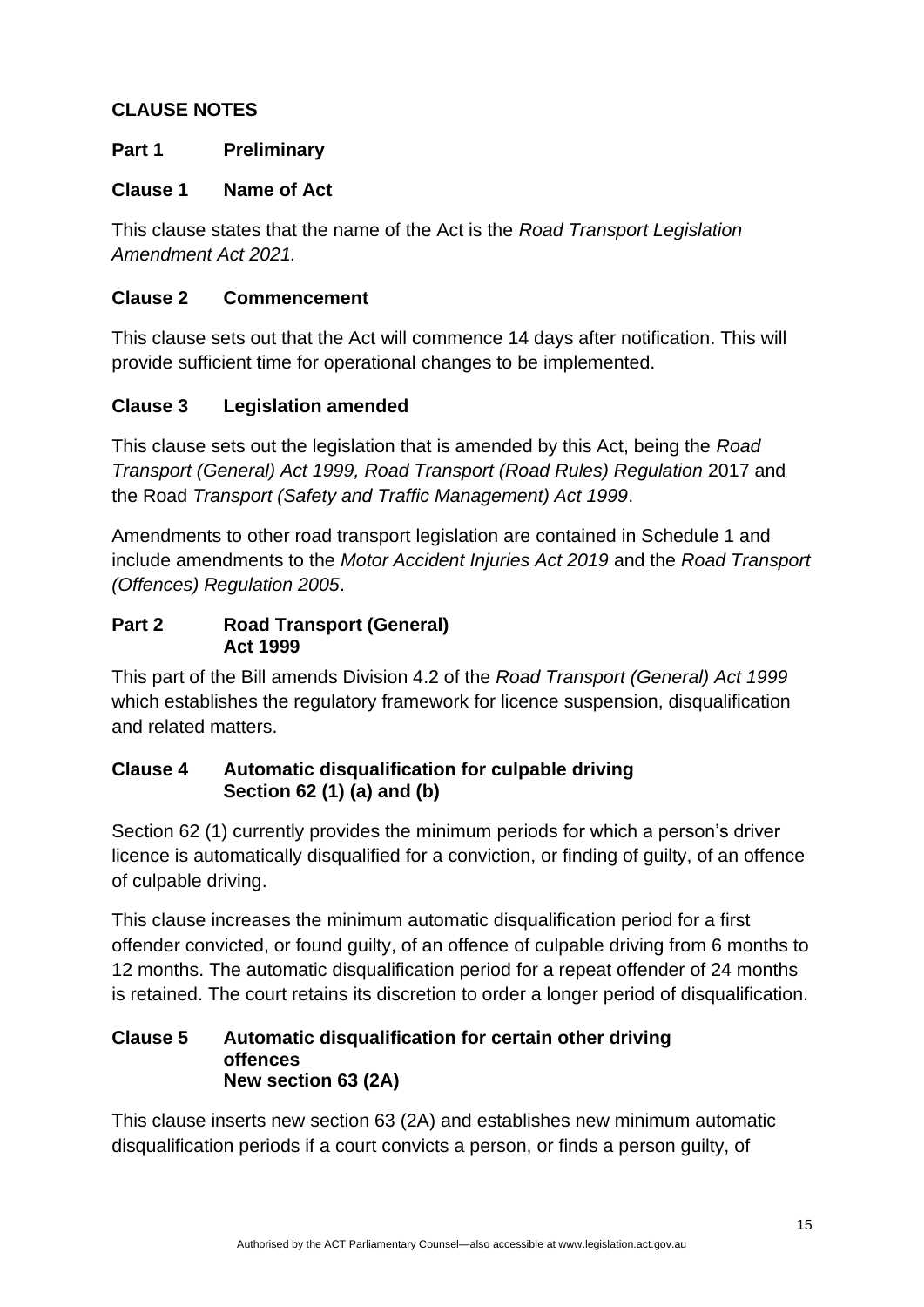## CLAUSE NOTES

### Part 1 Preliminary

### Clause 1 Name of Act

This clause states that the name of the Act is the *Road Transport Legislation Amendment Act 2021.*

### Clause 2 Commencement

This clause sets out that the Act will commence 14 days after notification. This will provide sufficient time for operational changes to be implemented.

### Clause 3 Legislation amended

This clause sets out the legislation that is amended by this Act, being the *Road Transport (General) Act 1999, Road Transport (Road Rules) Regulation* 2017 and the Road *Transport (Safety and Traffic Management) Act 1999*.

Amendments to other road transport legislation are contained in Schedule 1 and include amendments to the *Motor Accident Injuries Act 2019* and the *Road Transport (Offences) Regulation 2005*.

### Part 2 Road Transport (General) Act 1999

This part of the Bill amends Division 4.2 of the *Road Transport (General) Act 1999* which establishes the regulatory framework for licence suspension, disqualification and related matters.

### Clause 4 Automatic disqualification for culpable driving Section 62 (1) (a) and (b)

Section 62 (1) currently provides the minimum periods for which a person's driver licence is automatically disqualified for a conviction, or finding of guilty, of an offence of culpable driving.

This clause increases the minimum automatic disqualification period for a first offender convicted, or found guilty, of an offence of culpable driving from 6 months to 12 months. The automatic disqualification period for a repeat offender of 24 months is retained. The court retains its discretion to order a longer period of disqualification.

### Clause 5 Automatic disqualification for certain other driving offences New section 63 (2A)

This clause inserts new section 63 (2A) and establishes new minimum automatic disqualification periods if a court convicts a person, or finds a person guilty, of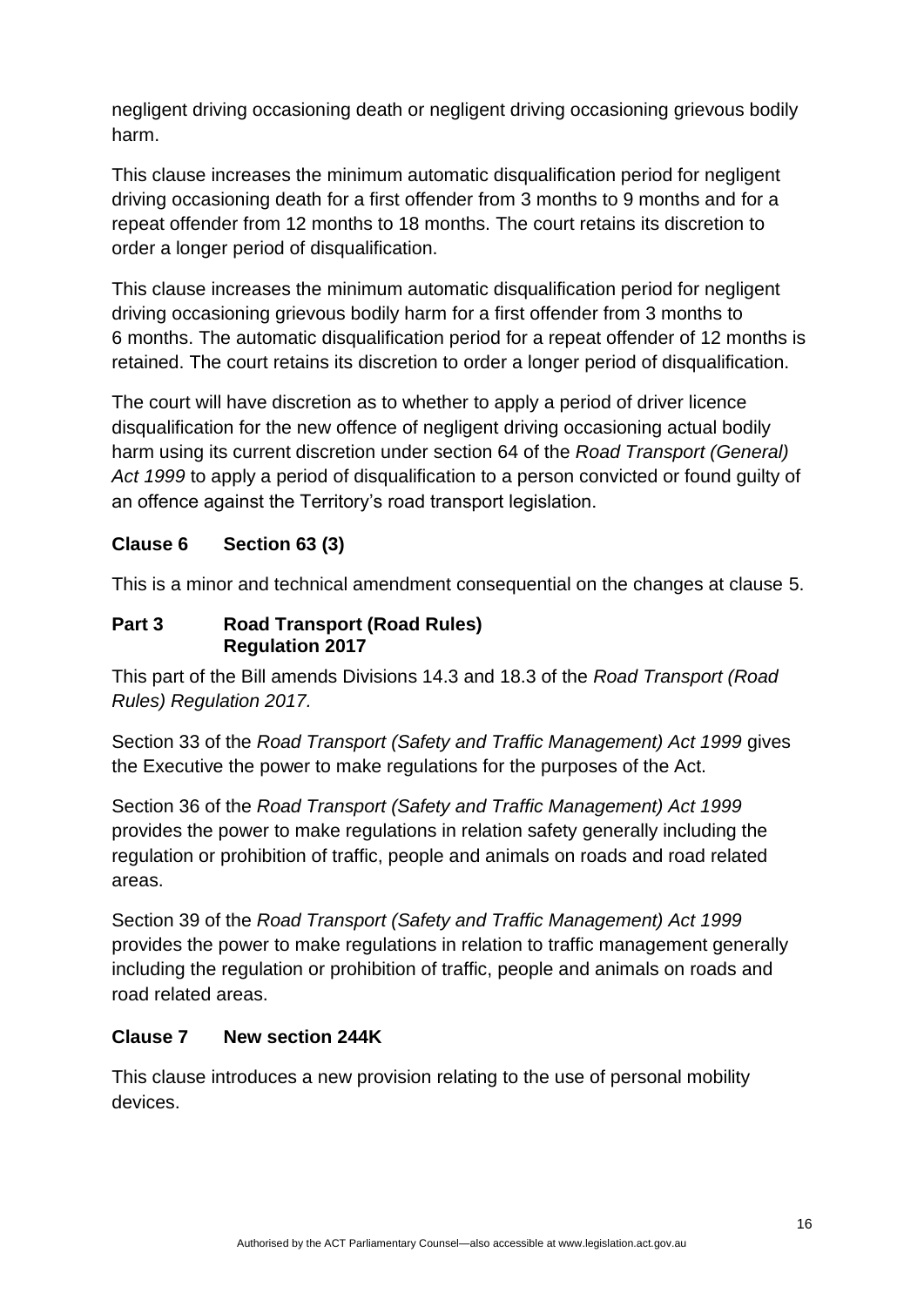negligent driving occasioning death or negligent driving occasioning grievous bodily harm.

This clause increases the minimum automatic disqualification period for negligent driving occasioning death for a first offender from 3 months to 9 months and for a repeat offender from 12 months to 18 months. The court retains its discretion to order a longer period of disqualification.

This clause increases the minimum automatic disqualification period for negligent driving occasioning grievous bodily harm for a first offender from 3 months to 6 months. The automatic disqualification period for a repeat offender of 12 months is retained. The court retains its discretion to order a longer period of disqualification.

The court will have discretion as to whether to apply a period of driver licence disqualification for the new offence of negligent driving occasioning actual bodily harm using its current discretion under section 64 of the *Road Transport (General) Act 1999* to apply a period of disqualification to a person convicted or found guilty of an offence against the Territory's road transport legislation.

### Clause 6 Section 63 (3)

This is a minor and technical amendment consequential on the changes at clause 5.

### Part 3 Road Transport (Road Rules) Regulation 2017

This part of the Bill amends Divisions 14.3 and 18.3 of the *Road Transport (Road Rules) Regulation 2017.*

Section 33 of the *Road Transport (Safety and Traffic Management) Act 1999* gives the Executive the power to make regulations for the purposes of the Act.

Section 36 of the *Road Transport (Safety and Traffic Management) Act 1999* provides the power to make regulations in relation safety generally including the regulation or prohibition of traffic, people and animals on roads and road related areas.

Section 39 of the *Road Transport (Safety and Traffic Management) Act 1999* provides the power to make regulations in relation to traffic management generally including the regulation or prohibition of traffic, people and animals on roads and road related areas.

### Clause 7 New section 244K

This clause introduces a new provision relating to the use of personal mobility devices.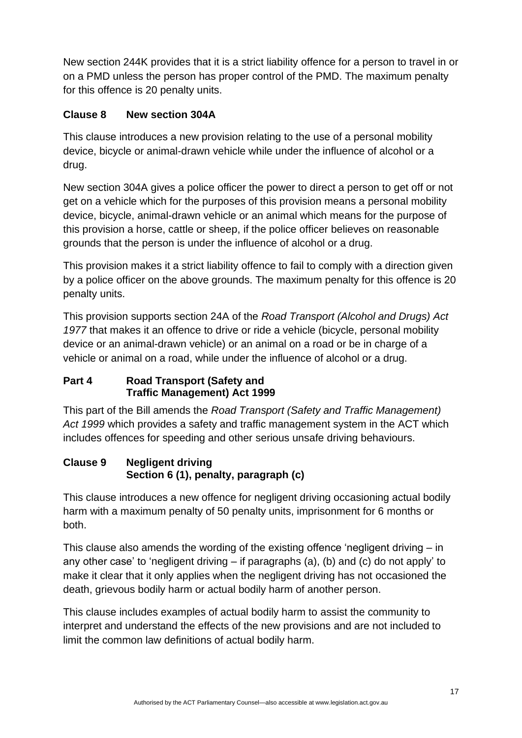New section 244K provides that it is a strict liability offence for a person to travel in or on a PMD unless the person has proper control of the PMD. The maximum penalty for this offence is 20 penalty units.

### Clause 8 New section 304A

This clause introduces a new provision relating to the use of a personal mobility device, bicycle or animal-drawn vehicle while under the influence of alcohol or a drug.

New section 304A gives a police officer the power to direct a person to get off or not get on a vehicle which for the purposes of this provision means a personal mobility device, bicycle, animal-drawn vehicle or an animal which means for the purpose of this provision a horse, cattle or sheep, if the police officer believes on reasonable grounds that the person is under the influence of alcohol or a drug.

This provision makes it a strict liability offence to fail to comply with a direction given by a police officer on the above grounds. The maximum penalty for this offence is 20 penalty units.

This provision supports section 24A of the *Road Transport (Alcohol and Drugs) Act 1977* that makes it an offence to drive or ride a vehicle (bicycle, personal mobility device or an animal-drawn vehicle) or an animal on a road or be in charge of a vehicle or animal on a road, while under the influence of alcohol or a drug.

## Part 4 Road Transport (Safety and Traffic Management) Act 1999

This part of the Bill amends the *Road Transport (Safety and Traffic Management) Act 1999* which provides a safety and traffic management system in the ACT which includes offences for speeding and other serious unsafe driving behaviours.

### Clause 9 Negligent driving Section 6 (1), penalty, paragraph (c)

This clause introduces a new offence for negligent driving occasioning actual bodily harm with a maximum penalty of 50 penalty units, imprisonment for 6 months or both.

This clause also amends the wording of the existing offence 'negligent driving – in any other case' to 'negligent driving – if paragraphs (a), (b) and (c) do not apply' to make it clear that it only applies when the negligent driving has not occasioned the death, grievous bodily harm or actual bodily harm of another person.

This clause includes examples of actual bodily harm to assist the community to interpret and understand the effects of the new provisions and are not included to limit the common law definitions of actual bodily harm.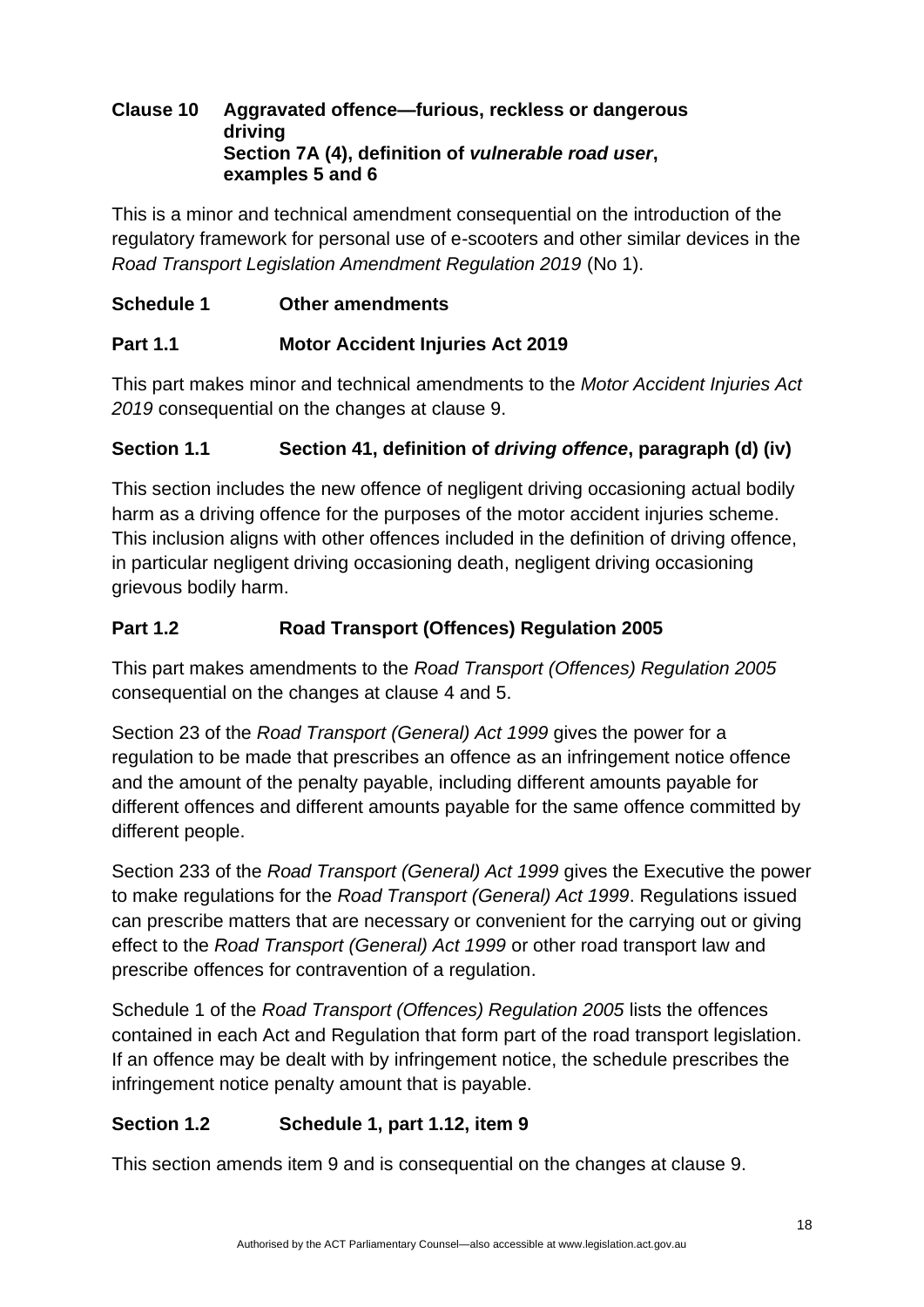**Clause 10 Aggravated offence—furious, reckless or dangerous driving**
**Section 7A (4), definition of *vulnerable road user*, examples 5 and 6**

This is a minor and technical amendment consequential on the introduction of the regulatory framework for personal use of e-scooters and other similar devices in the *Road Transport Legislation Amendment Regulation 2019* (No 1).

**Schedule 1 Other amendments**

**Part 1.1 Motor Accident Injuries Act 2019**

This part makes minor and technical amendments to the *Motor Accident Injuries Act 2019* consequential on the changes at clause 9.

**Section 1.1 Section 41, definition of *driving offence*, paragraph (d) (iv)**

This section includes the new offence of negligent driving occasioning actual bodily harm as a driving offence for the purposes of the motor accident injuries scheme. This inclusion aligns with other offences included in the definition of driving offence, in particular negligent driving occasioning death, negligent driving occasioning grievous bodily harm.

**Part 1.2 Road Transport (Offences) Regulation 2005**

This part makes amendments to the *Road Transport (Offences) Regulation 2005* consequential on the changes at clause 4 and 5.

Section 23 of the *Road Transport (General) Act 1999* gives the power for a regulation to be made that prescribes an offence as an infringement notice offence and the amount of the penalty payable, including different amounts payable for different offences and different amounts payable for the same offence committed by different people.

Section 233 of the *Road Transport (General) Act 1999* gives the Executive the power to make regulations for the *Road Transport (General) Act 1999*. Regulations issued can prescribe matters that are necessary or convenient for the carrying out or giving effect to the *Road Transport (General) Act 1999* or other road transport law and prescribe offences for contravention of a regulation.

Schedule 1 of the *Road Transport (Offences) Regulation 2005* lists the offences contained in each Act and Regulation that form part of the road transport legislation. If an offence may be dealt with by infringement notice, the schedule prescribes the infringement notice penalty amount that is payable.

**Section 1.2 Schedule 1, part 1.12, item 9**

This section amends item 9 and is consequential on the changes at clause 9.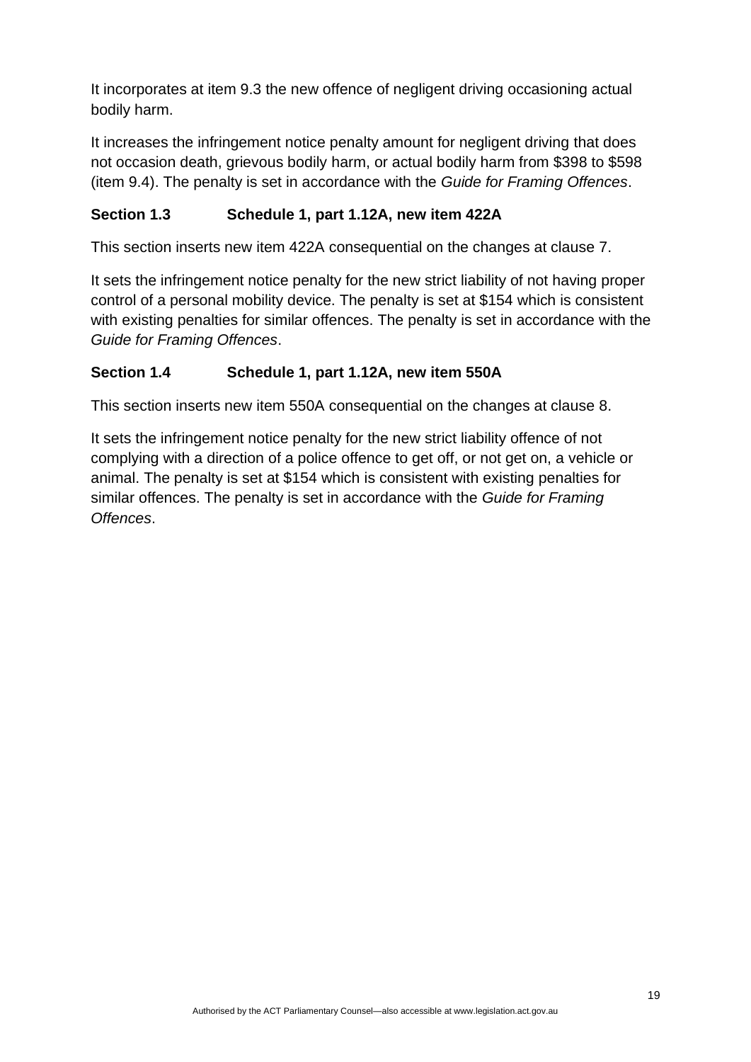It incorporates at item 9.3 the new offence of negligent driving occasioning actual bodily harm.

It increases the infringement notice penalty amount for negligent driving that does not occasion death, grievous bodily harm, or actual bodily harm from $398 to $598 (item 9.4). The penalty is set in accordance with the *Guide for Framing Offences*.

### Section 1.3 Schedule 1, part 1.12A, new item 422A

This section inserts new item 422A consequential on the changes at clause 7.

It sets the infringement notice penalty for the new strict liability of not having proper control of a personal mobility device. The penalty is set at $154 which is consistent with existing penalties for similar offences. The penalty is set in accordance with the *Guide for Framing Offences*.

### Section 1.4 Schedule 1, part 1.12A, new item 550A

This section inserts new item 550A consequential on the changes at clause 8.

It sets the infringement notice penalty for the new strict liability offence of not complying with a direction of a police offence to get off, or not get on, a vehicle or animal. The penalty is set at $154 which is consistent with existing penalties for similar offences. The penalty is set in accordance with the *Guide for Framing Offences*.